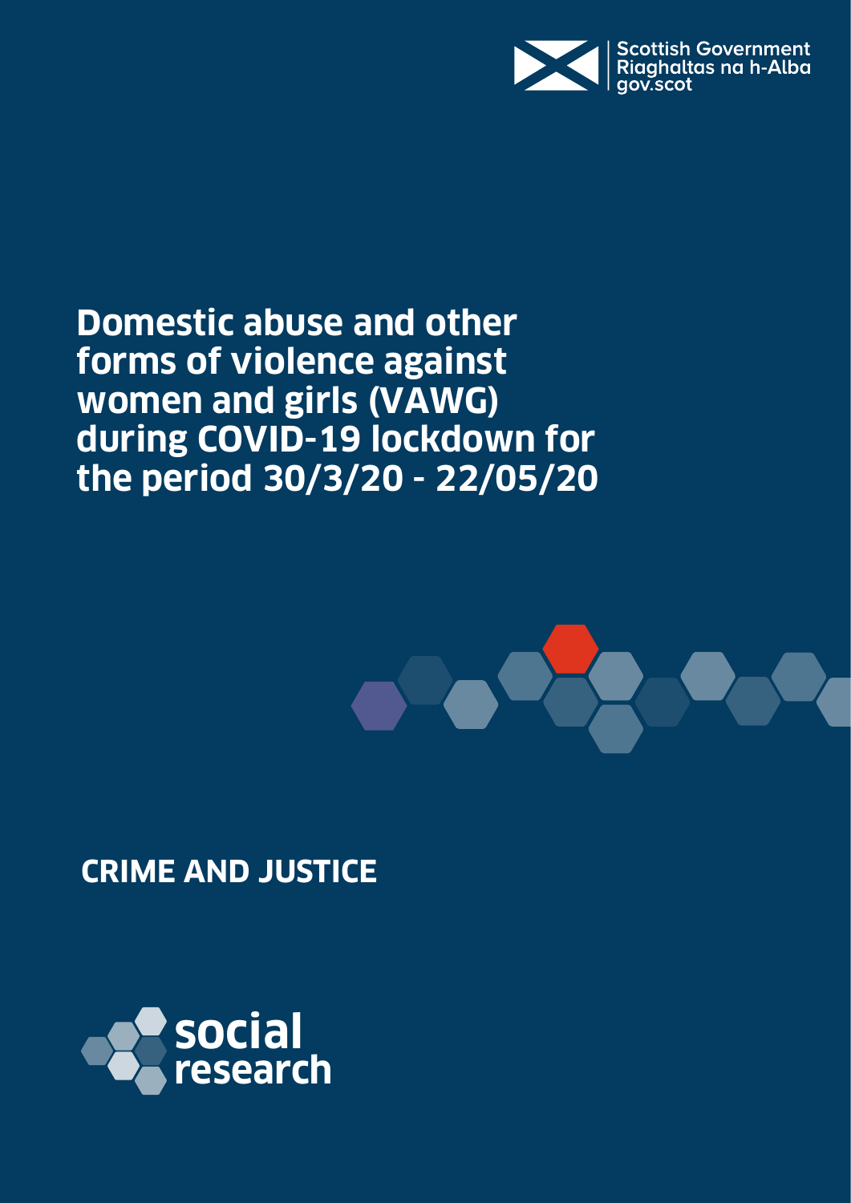Scottish Government
Riaghaltas na h-Alba
gov.scot

# Domestic abuse and other forms of violence against women and girls (VAWG) during COVID-19 lockdown for the period 30/3/20 - 22/05/20

## CRIME AND JUSTICE

social research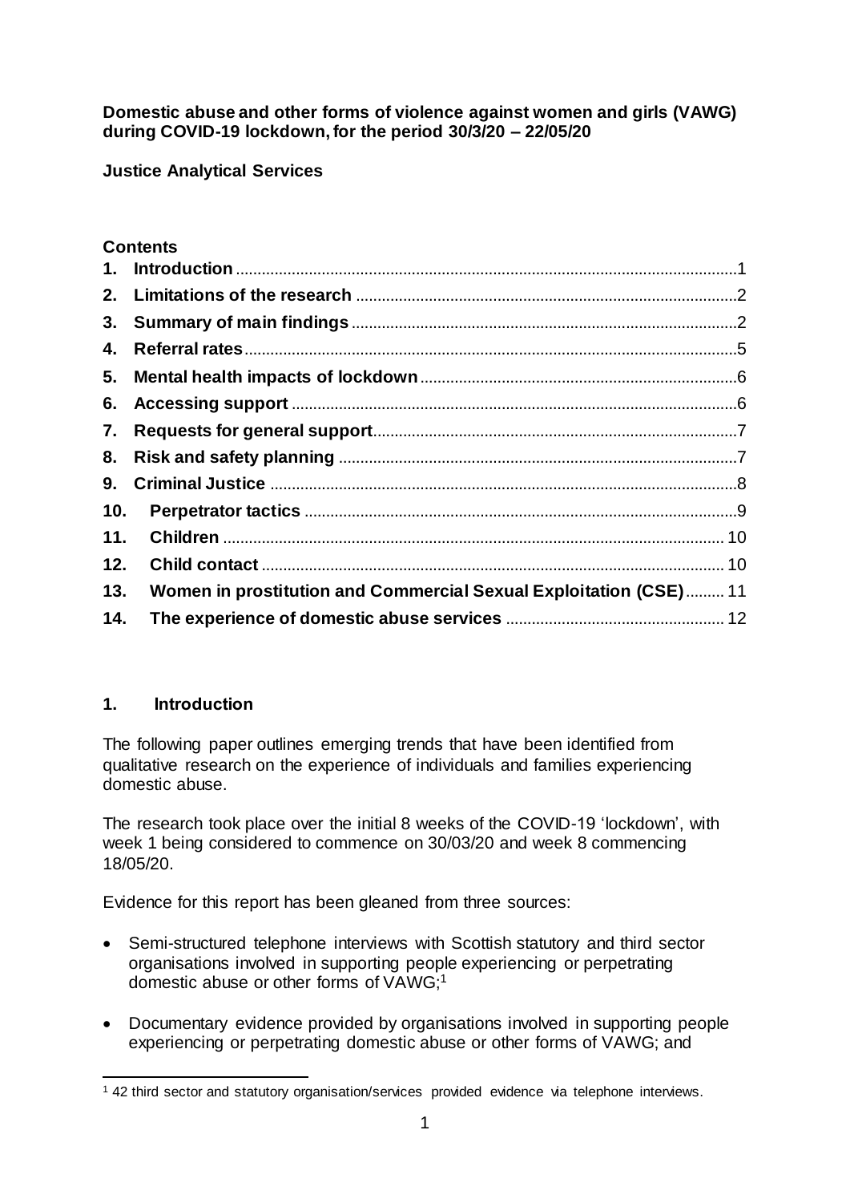**Domestic abuse and other forms of violence against women and girls (VAWG) during COVID-19 lockdown, for the period 30/3/20 – 22/05/20**

**Justice Analytical Services**

**Contents**

1. Introduction ....... 1
2. Limitations of the research ....... 2
3. Summary of main findings ....... 2
4. Referral rates ....... 5
5. Mental health impacts of lockdown ....... 6
6. Accessing support ....... 6
7. Requests for general support ....... 7
8. Risk and safety planning ....... 7
9. Criminal Justice ....... 8
10. Perpetrator tactics ....... 9
11. Children ....... 10
12. Child contact ....... 10
13. Women in prostitution and Commercial Sexual Exploitation (CSE) ....... 11
14. The experience of domestic abuse services ....... 12

## 1. Introduction

The following paper outlines emerging trends that have been identified from qualitative research on the experience of individuals and families experiencing domestic abuse.

The research took place over the initial 8 weeks of the COVID-19 'lockdown', with week 1 being considered to commence on 30/03/20 and week 8 commencing 18/05/20.

Evidence for this report has been gleaned from three sources:

- Semi-structured telephone interviews with Scottish statutory and third sector organisations involved in supporting people experiencing or perpetrating domestic abuse or other forms of VAWG;[1]
- Documentary evidence provided by organisations involved in supporting people experiencing or perpetrating domestic abuse or other forms of VAWG; and

[1] 42 third sector and statutory organisation/services provided evidence via telephone interviews.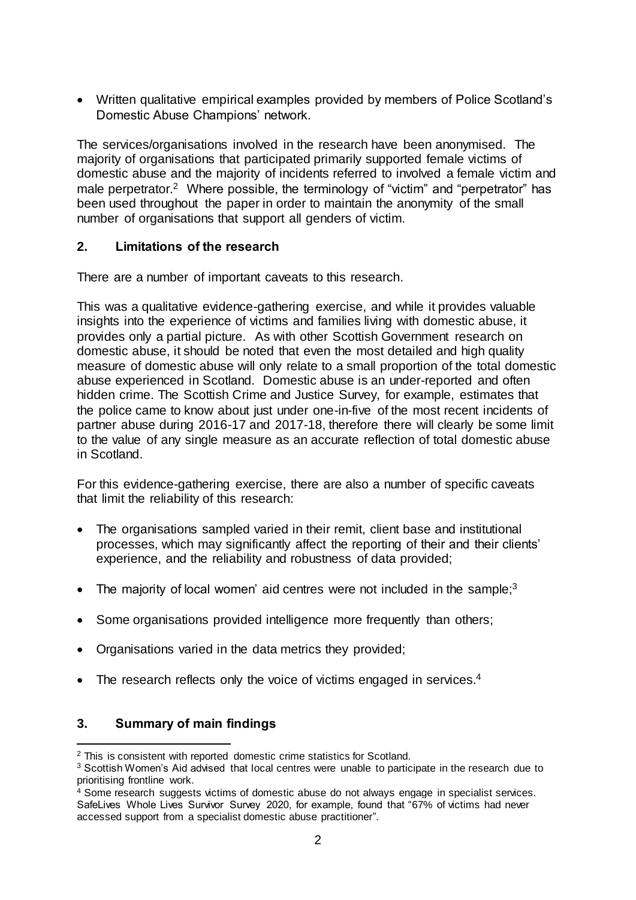- Written qualitative empirical examples provided by members of Police Scotland's Domestic Abuse Champions' network.

The services/organisations involved in the research have been anonymised. The majority of organisations that participated primarily supported female victims of domestic abuse and the majority of incidents referred to involved a female victim and male perpetrator.[2] Where possible, the terminology of "victim" and "perpetrator" has been used throughout the paper in order to maintain the anonymity of the small number of organisations that support all genders of victim.

## 2. Limitations of the research

There are a number of important caveats to this research.

This was a qualitative evidence-gathering exercise, and while it provides valuable insights into the experience of victims and families living with domestic abuse, it provides only a partial picture. As with other Scottish Government research on domestic abuse, it should be noted that even the most detailed and high quality measure of domestic abuse will only relate to a small proportion of the total domestic abuse experienced in Scotland. Domestic abuse is an under-reported and often hidden crime. The Scottish Crime and Justice Survey, for example, estimates that the police came to know about just under one-in-five of the most recent incidents of partner abuse during 2016-17 and 2017-18, therefore there will clearly be some limit to the value of any single measure as an accurate reflection of total domestic abuse in Scotland.

For this evidence-gathering exercise, there are also a number of specific caveats that limit the reliability of this research:

- The organisations sampled varied in their remit, client base and institutional processes, which may significantly affect the reporting of their and their clients' experience, and the reliability and robustness of data provided;
- The majority of local women' aid centres were not included in the sample;[3]
- Some organisations provided intelligence more frequently than others;
- Organisations varied in the data metrics they provided;
- The research reflects only the voice of victims engaged in services.[4]

## 3. Summary of main findings

[2] This is consistent with reported domestic crime statistics for Scotland.

[3] Scottish Women's Aid advised that local centres were unable to participate in the research due to prioritising frontline work.

[4] Some research suggests victims of domestic abuse do not always engage in specialist services. SafeLives Whole Lives Survivor Survey 2020, for example, found that "67% of victims had never accessed support from a specialist domestic abuse practitioner".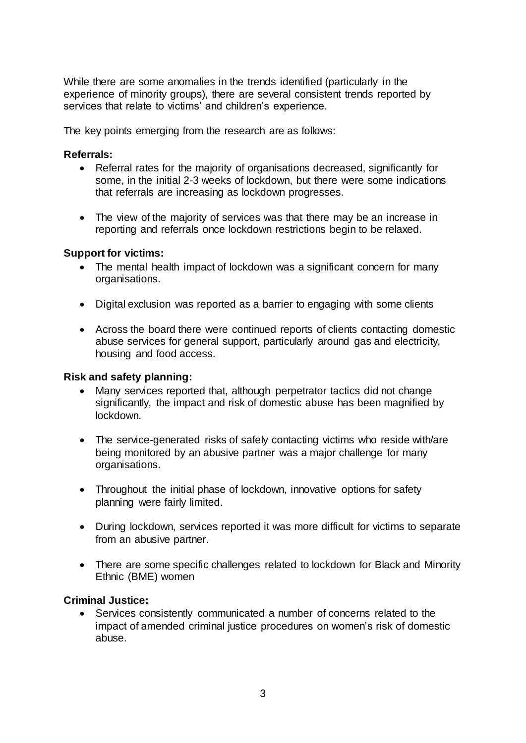While there are some anomalies in the trends identified (particularly in the experience of minority groups), there are several consistent trends reported by services that relate to victims' and children's experience.

The key points emerging from the research are as follows:

**Referrals:**

- Referral rates for the majority of organisations decreased, significantly for some, in the initial 2-3 weeks of lockdown, but there were some indications that referrals are increasing as lockdown progresses.
- The view of the majority of services was that there may be an increase in reporting and referrals once lockdown restrictions begin to be relaxed.

**Support for victims:**

- The mental health impact of lockdown was a significant concern for many organisations.
- Digital exclusion was reported as a barrier to engaging with some clients
- Across the board there were continued reports of clients contacting domestic abuse services for general support, particularly around gas and electricity, housing and food access.

**Risk and safety planning:**

- Many services reported that, although perpetrator tactics did not change significantly, the impact and risk of domestic abuse has been magnified by lockdown.
- The service-generated risks of safely contacting victims who reside with/are being monitored by an abusive partner was a major challenge for many organisations.
- Throughout the initial phase of lockdown, innovative options for safety planning were fairly limited.
- During lockdown, services reported it was more difficult for victims to separate from an abusive partner.
- There are some specific challenges related to lockdown for Black and Minority Ethnic (BME) women

**Criminal Justice:**

- Services consistently communicated a number of concerns related to the impact of amended criminal justice procedures on women's risk of domestic abuse.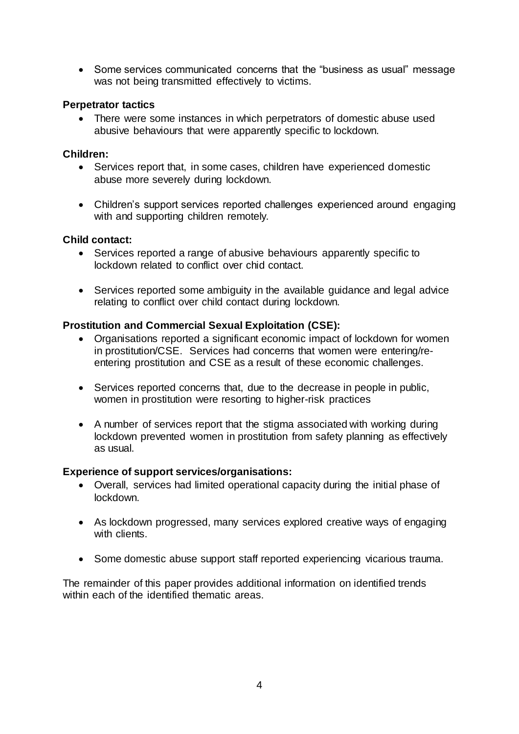- Some services communicated concerns that the "business as usual" message was not being transmitted effectively to victims.

**Perpetrator tactics**

- There were some instances in which perpetrators of domestic abuse used abusive behaviours that were apparently specific to lockdown.

**Children:**

- Services report that, in some cases, children have experienced domestic abuse more severely during lockdown.
- Children's support services reported challenges experienced around engaging with and supporting children remotely.

**Child contact:**

- Services reported a range of abusive behaviours apparently specific to lockdown related to conflict over chid contact.
- Services reported some ambiguity in the available guidance and legal advice relating to conflict over child contact during lockdown.

**Prostitution and Commercial Sexual Exploitation (CSE):**

- Organisations reported a significant economic impact of lockdown for women in prostitution/CSE. Services had concerns that women were entering/re-entering prostitution and CSE as a result of these economic challenges.
- Services reported concerns that, due to the decrease in people in public, women in prostitution were resorting to higher-risk practices
- A number of services report that the stigma associated with working during lockdown prevented women in prostitution from safety planning as effectively as usual.

**Experience of support services/organisations:**

- Overall, services had limited operational capacity during the initial phase of lockdown.
- As lockdown progressed, many services explored creative ways of engaging with clients.
- Some domestic abuse support staff reported experiencing vicarious trauma.

The remainder of this paper provides additional information on identified trends within each of the identified thematic areas.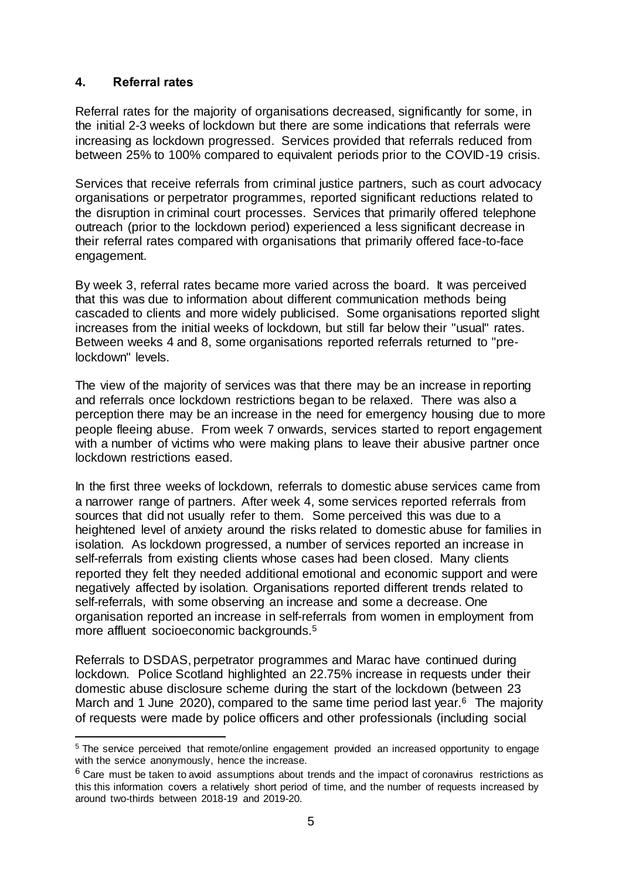## 4. Referral rates

Referral rates for the majority of organisations decreased, significantly for some, in the initial 2-3 weeks of lockdown but there are some indications that referrals were increasing as lockdown progressed. Services provided that referrals reduced from between 25% to 100% compared to equivalent periods prior to the COVID-19 crisis.

Services that receive referrals from criminal justice partners, such as court advocacy organisations or perpetrator programmes, reported significant reductions related to the disruption in criminal court processes. Services that primarily offered telephone outreach (prior to the lockdown period) experienced a less significant decrease in their referral rates compared with organisations that primarily offered face-to-face engagement.

By week 3, referral rates became more varied across the board. It was perceived that this was due to information about different communication methods being cascaded to clients and more widely publicised. Some organisations reported slight increases from the initial weeks of lockdown, but still far below their "usual" rates. Between weeks 4 and 8, some organisations reported referrals returned to "pre-lockdown" levels.

The view of the majority of services was that there may be an increase in reporting and referrals once lockdown restrictions began to be relaxed. There was also a perception there may be an increase in the need for emergency housing due to more people fleeing abuse. From week 7 onwards, services started to report engagement with a number of victims who were making plans to leave their abusive partner once lockdown restrictions eased.

In the first three weeks of lockdown, referrals to domestic abuse services came from a narrower range of partners. After week 4, some services reported referrals from sources that did not usually refer to them. Some perceived this was due to a heightened level of anxiety around the risks related to domestic abuse for families in isolation. As lockdown progressed, a number of services reported an increase in self-referrals from existing clients whose cases had been closed. Many clients reported they felt they needed additional emotional and economic support and were negatively affected by isolation. Organisations reported different trends related to self-referrals, with some observing an increase and some a decrease. One organisation reported an increase in self-referrals from women in employment from more affluent socioeconomic backgrounds.[5]

Referrals to DSDAS, perpetrator programmes and Marac have continued during lockdown. Police Scotland highlighted an 22.75% increase in requests under their domestic abuse disclosure scheme during the start of the lockdown (between 23 March and 1 June 2020), compared to the same time period last year.[6] The majority of requests were made by police officers and other professionals (including social

---

[5] The service perceived that remote/online engagement provided an increased opportunity to engage with the service anonymously, hence the increase.

[6] Care must be taken to avoid assumptions about trends and the impact of coronavirus restrictions as this this information covers a relatively short period of time, and the number of requests increased by around two-thirds between 2018-19 and 2019-20.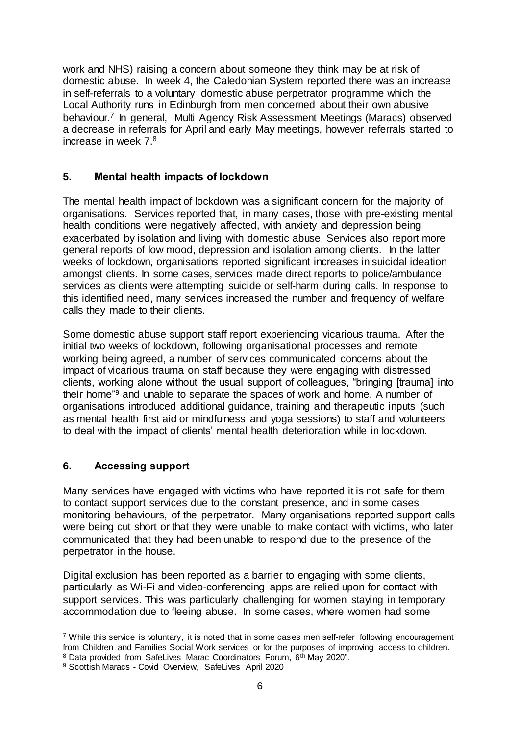work and NHS) raising a concern about someone they think may be at risk of domestic abuse. In week 4, the Caledonian System reported there was an increase in self-referrals to a voluntary domestic abuse perpetrator programme which the Local Authority runs in Edinburgh from men concerned about their own abusive behaviour.[7] In general, Multi Agency Risk Assessment Meetings (Maracs) observed a decrease in referrals for April and early May meetings, however referrals started to increase in week 7.[8]

## 5. Mental health impacts of lockdown

The mental health impact of lockdown was a significant concern for the majority of organisations. Services reported that, in many cases, those with pre-existing mental health conditions were negatively affected, with anxiety and depression being exacerbated by isolation and living with domestic abuse. Services also report more general reports of low mood, depression and isolation among clients. In the latter weeks of lockdown, organisations reported significant increases in suicidal ideation amongst clients. In some cases, services made direct reports to police/ambulance services as clients were attempting suicide or self-harm during calls. In response to this identified need, many services increased the number and frequency of welfare calls they made to their clients.

Some domestic abuse support staff report experiencing vicarious trauma. After the initial two weeks of lockdown, following organisational processes and remote working being agreed, a number of services communicated concerns about the impact of vicarious trauma on staff because they were engaging with distressed clients, working alone without the usual support of colleagues, "bringing [trauma] into their home"[9] and unable to separate the spaces of work and home. A number of organisations introduced additional guidance, training and therapeutic inputs (such as mental health first aid or mindfulness and yoga sessions) to staff and volunteers to deal with the impact of clients' mental health deterioration while in lockdown.

## 6. Accessing support

Many services have engaged with victims who have reported it is not safe for them to contact support services due to the constant presence, and in some cases monitoring behaviours, of the perpetrator. Many organisations reported support calls were being cut short or that they were unable to make contact with victims, who later communicated that they had been unable to respond due to the presence of the perpetrator in the house.

Digital exclusion has been reported as a barrier to engaging with some clients, particularly as Wi-Fi and video-conferencing apps are relied upon for contact with support services. This was particularly challenging for women staying in temporary accommodation due to fleeing abuse. In some cases, where women had some

---

[7] While this service is voluntary, it is noted that in some cases men self-refer following encouragement from Children and Families Social Work services or for the purposes of improving access to children.

[8] Data provided from SafeLives Marac Coordinators Forum, 6th May 2020".

[9] Scottish Maracs - Covid Overview, SafeLives April 2020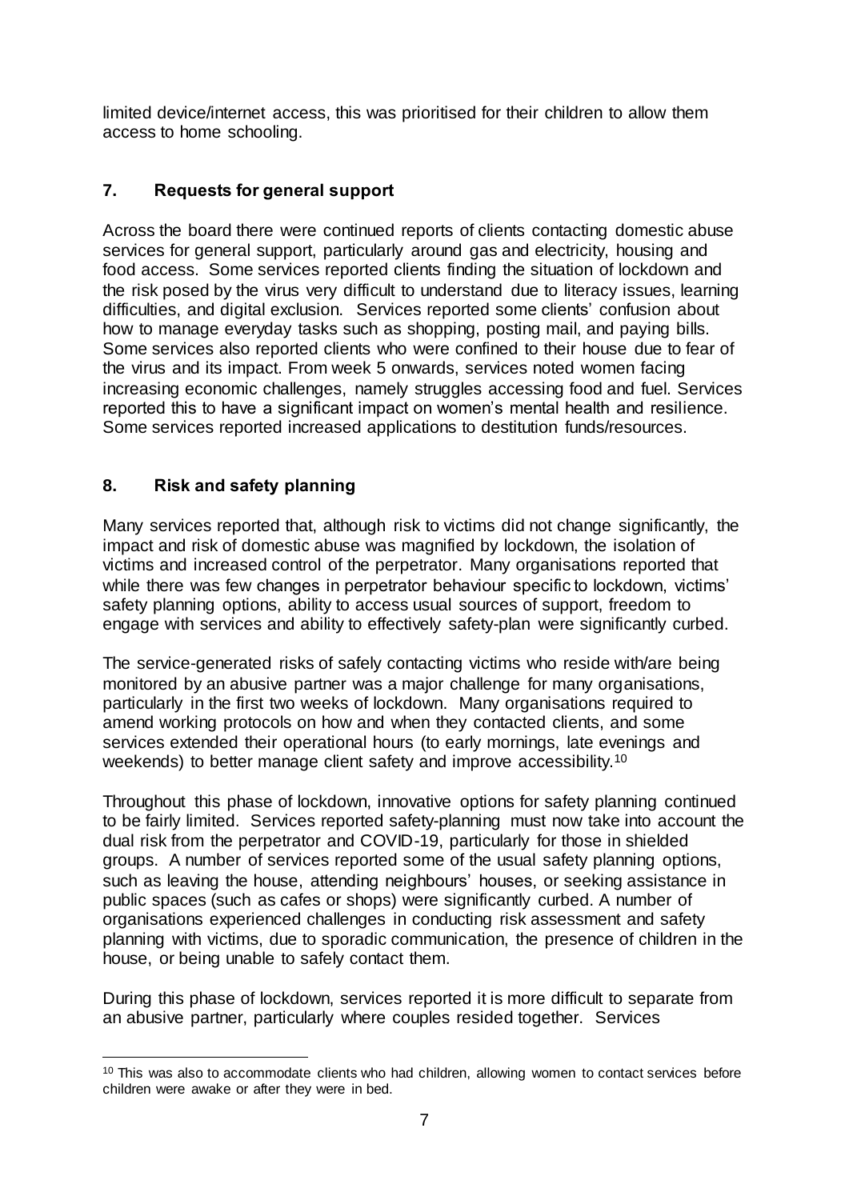limited device/internet access, this was prioritised for their children to allow them access to home schooling.

## 7. Requests for general support

Across the board there were continued reports of clients contacting domestic abuse services for general support, particularly around gas and electricity, housing and food access. Some services reported clients finding the situation of lockdown and the risk posed by the virus very difficult to understand due to literacy issues, learning difficulties, and digital exclusion. Services reported some clients' confusion about how to manage everyday tasks such as shopping, posting mail, and paying bills. Some services also reported clients who were confined to their house due to fear of the virus and its impact. From week 5 onwards, services noted women facing increasing economic challenges, namely struggles accessing food and fuel. Services reported this to have a significant impact on women's mental health and resilience. Some services reported increased applications to destitution funds/resources.

## 8. Risk and safety planning

Many services reported that, although risk to victims did not change significantly, the impact and risk of domestic abuse was magnified by lockdown, the isolation of victims and increased control of the perpetrator. Many organisations reported that while there was few changes in perpetrator behaviour specific to lockdown, victims' safety planning options, ability to access usual sources of support, freedom to engage with services and ability to effectively safety-plan were significantly curbed.

The service-generated risks of safely contacting victims who reside with/are being monitored by an abusive partner was a major challenge for many organisations, particularly in the first two weeks of lockdown. Many organisations required to amend working protocols on how and when they contacted clients, and some services extended their operational hours (to early mornings, late evenings and weekends) to better manage client safety and improve accessibility.[10]

Throughout this phase of lockdown, innovative options for safety planning continued to be fairly limited. Services reported safety-planning must now take into account the dual risk from the perpetrator and COVID-19, particularly for those in shielded groups. A number of services reported some of the usual safety planning options, such as leaving the house, attending neighbours' houses, or seeking assistance in public spaces (such as cafes or shops) were significantly curbed. A number of organisations experienced challenges in conducting risk assessment and safety planning with victims, due to sporadic communication, the presence of children in the house, or being unable to safely contact them.

During this phase of lockdown, services reported it is more difficult to separate from an abusive partner, particularly where couples resided together. Services

[10] This was also to accommodate clients who had children, allowing women to contact services before children were awake or after they were in bed.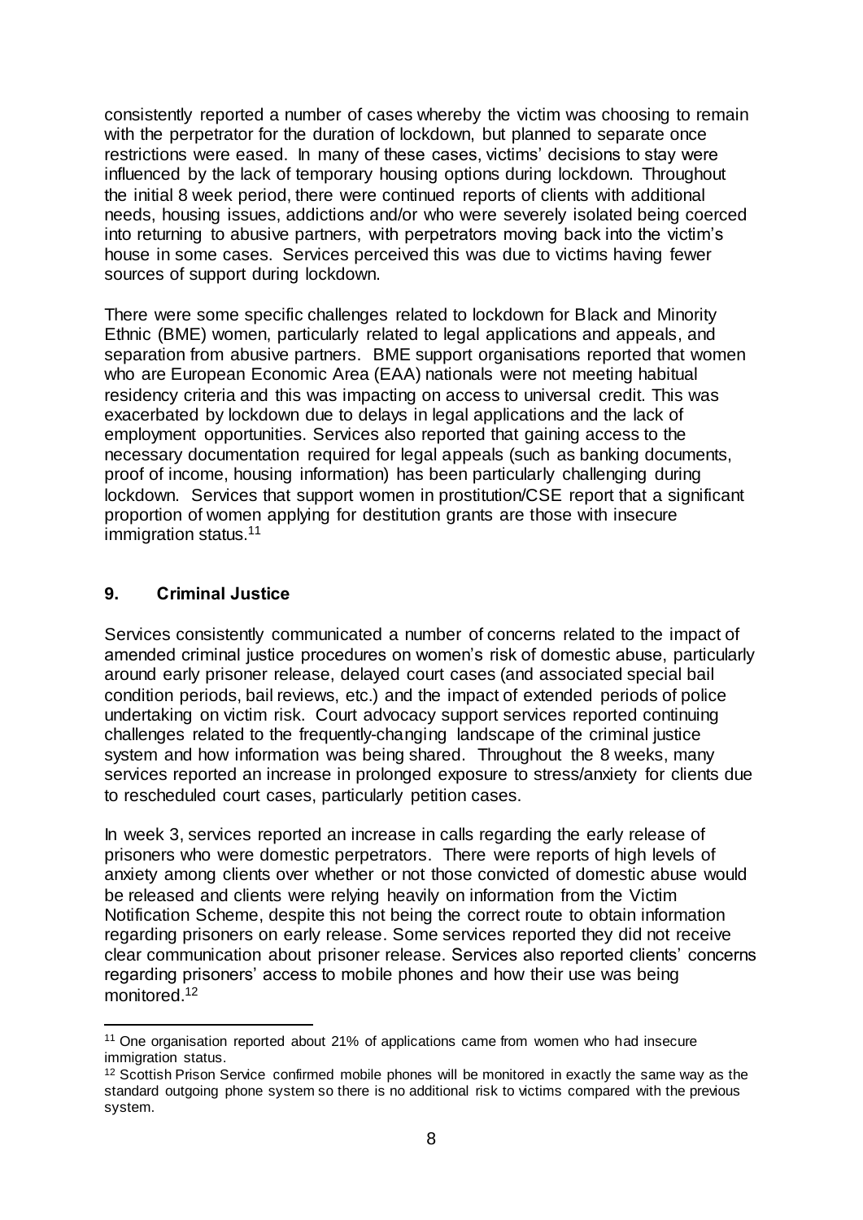consistently reported a number of cases whereby the victim was choosing to remain with the perpetrator for the duration of lockdown, but planned to separate once restrictions were eased. In many of these cases, victims' decisions to stay were influenced by the lack of temporary housing options during lockdown. Throughout the initial 8 week period, there were continued reports of clients with additional needs, housing issues, addictions and/or who were severely isolated being coerced into returning to abusive partners, with perpetrators moving back into the victim's house in some cases. Services perceived this was due to victims having fewer sources of support during lockdown.

There were some specific challenges related to lockdown for Black and Minority Ethnic (BME) women, particularly related to legal applications and appeals, and separation from abusive partners. BME support organisations reported that women who are European Economic Area (EAA) nationals were not meeting habitual residency criteria and this was impacting on access to universal credit. This was exacerbated by lockdown due to delays in legal applications and the lack of employment opportunities. Services also reported that gaining access to the necessary documentation required for legal appeals (such as banking documents, proof of income, housing information) has been particularly challenging during lockdown. Services that support women in prostitution/CSE report that a significant proportion of women applying for destitution grants are those with insecure immigration status.[11]

## 9. Criminal Justice

Services consistently communicated a number of concerns related to the impact of amended criminal justice procedures on women's risk of domestic abuse, particularly around early prisoner release, delayed court cases (and associated special bail condition periods, bail reviews, etc.) and the impact of extended periods of police undertaking on victim risk. Court advocacy support services reported continuing challenges related to the frequently-changing landscape of the criminal justice system and how information was being shared. Throughout the 8 weeks, many services reported an increase in prolonged exposure to stress/anxiety for clients due to rescheduled court cases, particularly petition cases.

In week 3, services reported an increase in calls regarding the early release of prisoners who were domestic perpetrators. There were reports of high levels of anxiety among clients over whether or not those convicted of domestic abuse would be released and clients were relying heavily on information from the Victim Notification Scheme, despite this not being the correct route to obtain information regarding prisoners on early release. Some services reported they did not receive clear communication about prisoner release. Services also reported clients' concerns regarding prisoners' access to mobile phones and how their use was being monitored.[12]

---

[11] One organisation reported about 21% of applications came from women who had insecure immigration status.

[12] Scottish Prison Service confirmed mobile phones will be monitored in exactly the same way as the standard outgoing phone system so there is no additional risk to victims compared with the previous system.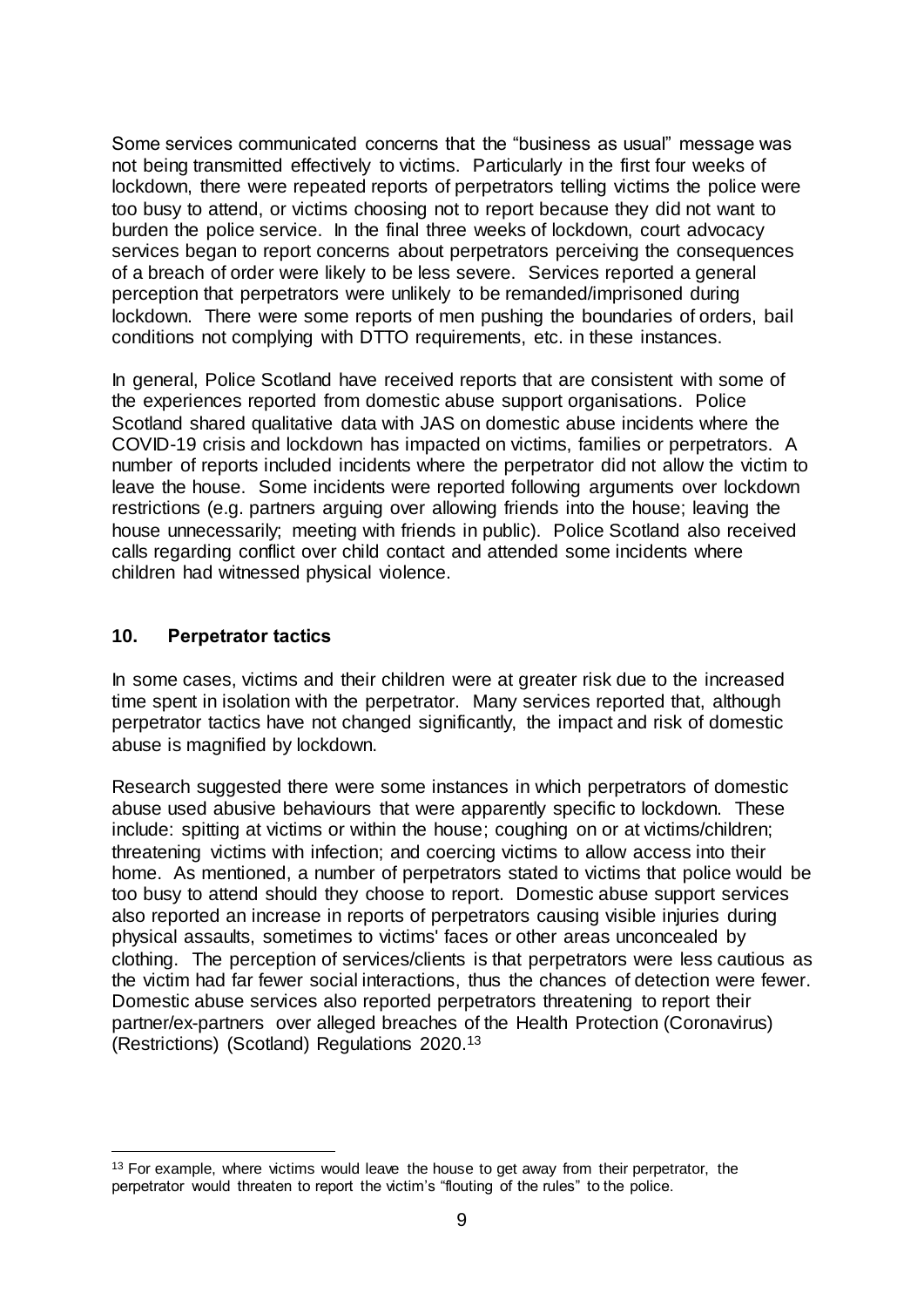Some services communicated concerns that the "business as usual" message was not being transmitted effectively to victims. Particularly in the first four weeks of lockdown, there were repeated reports of perpetrators telling victims the police were too busy to attend, or victims choosing not to report because they did not want to burden the police service. In the final three weeks of lockdown, court advocacy services began to report concerns about perpetrators perceiving the consequences of a breach of order were likely to be less severe. Services reported a general perception that perpetrators were unlikely to be remanded/imprisoned during lockdown. There were some reports of men pushing the boundaries of orders, bail conditions not complying with DTTO requirements, etc. in these instances.

In general, Police Scotland have received reports that are consistent with some of the experiences reported from domestic abuse support organisations. Police Scotland shared qualitative data with JAS on domestic abuse incidents where the COVID-19 crisis and lockdown has impacted on victims, families or perpetrators. A number of reports included incidents where the perpetrator did not allow the victim to leave the house. Some incidents were reported following arguments over lockdown restrictions (e.g. partners arguing over allowing friends into the house; leaving the house unnecessarily; meeting with friends in public). Police Scotland also received calls regarding conflict over child contact and attended some incidents where children had witnessed physical violence.

## 10. Perpetrator tactics

In some cases, victims and their children were at greater risk due to the increased time spent in isolation with the perpetrator. Many services reported that, although perpetrator tactics have not changed significantly, the impact and risk of domestic abuse is magnified by lockdown.

Research suggested there were some instances in which perpetrators of domestic abuse used abusive behaviours that were apparently specific to lockdown. These include: spitting at victims or within the house; coughing on or at victims/children; threatening victims with infection; and coercing victims to allow access into their home. As mentioned, a number of perpetrators stated to victims that police would be too busy to attend should they choose to report. Domestic abuse support services also reported an increase in reports of perpetrators causing visible injuries during physical assaults, sometimes to victims' faces or other areas unconcealed by clothing. The perception of services/clients is that perpetrators were less cautious as the victim had far fewer social interactions, thus the chances of detection were fewer. Domestic abuse services also reported perpetrators threatening to report their partner/ex-partners over alleged breaches of the Health Protection (Coronavirus) (Restrictions) (Scotland) Regulations 2020.[13]

[13] For example, where victims would leave the house to get away from their perpetrator, the perpetrator would threaten to report the victim's "flouting of the rules" to the police.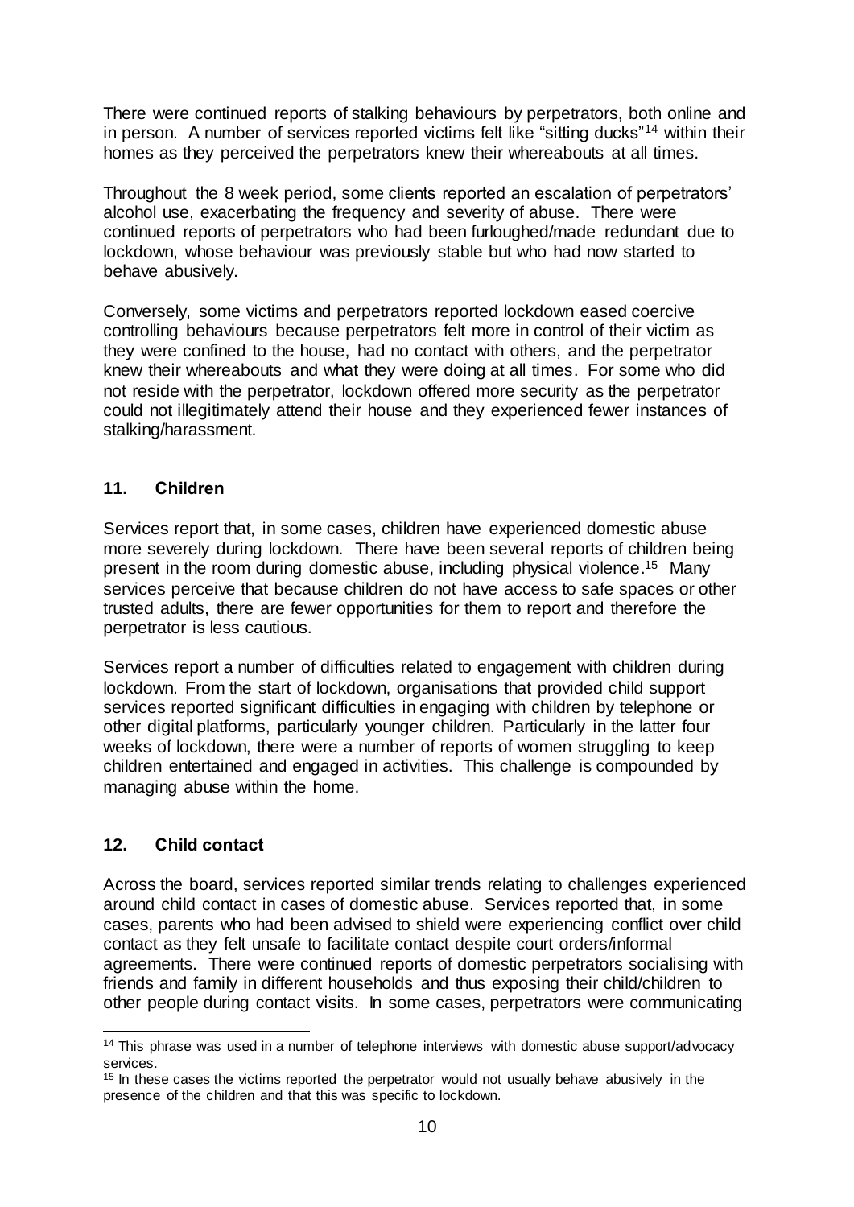There were continued reports of stalking behaviours by perpetrators, both online and in person. A number of services reported victims felt like "sitting ducks"[14] within their homes as they perceived the perpetrators knew their whereabouts at all times.

Throughout the 8 week period, some clients reported an escalation of perpetrators' alcohol use, exacerbating the frequency and severity of abuse. There were continued reports of perpetrators who had been furloughed/made redundant due to lockdown, whose behaviour was previously stable but who had now started to behave abusively.

Conversely, some victims and perpetrators reported lockdown eased coercive controlling behaviours because perpetrators felt more in control of their victim as they were confined to the house, had no contact with others, and the perpetrator knew their whereabouts and what they were doing at all times. For some who did not reside with the perpetrator, lockdown offered more security as the perpetrator could not illegitimately attend their house and they experienced fewer instances of stalking/harassment.

## 11. Children

Services report that, in some cases, children have experienced domestic abuse more severely during lockdown. There have been several reports of children being present in the room during domestic abuse, including physical violence.[15] Many services perceive that because children do not have access to safe spaces or other trusted adults, there are fewer opportunities for them to report and therefore the perpetrator is less cautious.

Services report a number of difficulties related to engagement with children during lockdown. From the start of lockdown, organisations that provided child support services reported significant difficulties in engaging with children by telephone or other digital platforms, particularly younger children. Particularly in the latter four weeks of lockdown, there were a number of reports of women struggling to keep children entertained and engaged in activities. This challenge is compounded by managing abuse within the home.

## 12. Child contact

Across the board, services reported similar trends relating to challenges experienced around child contact in cases of domestic abuse. Services reported that, in some cases, parents who had been advised to shield were experiencing conflict over child contact as they felt unsafe to facilitate contact despite court orders/informal agreements. There were continued reports of domestic perpetrators socialising with friends and family in different households and thus exposing their child/children to other people during contact visits. In some cases, perpetrators were communicating

---

[14] This phrase was used in a number of telephone interviews with domestic abuse support/advocacy services.

[15] In these cases the victims reported the perpetrator would not usually behave abusively in the presence of the children and that this was specific to lockdown.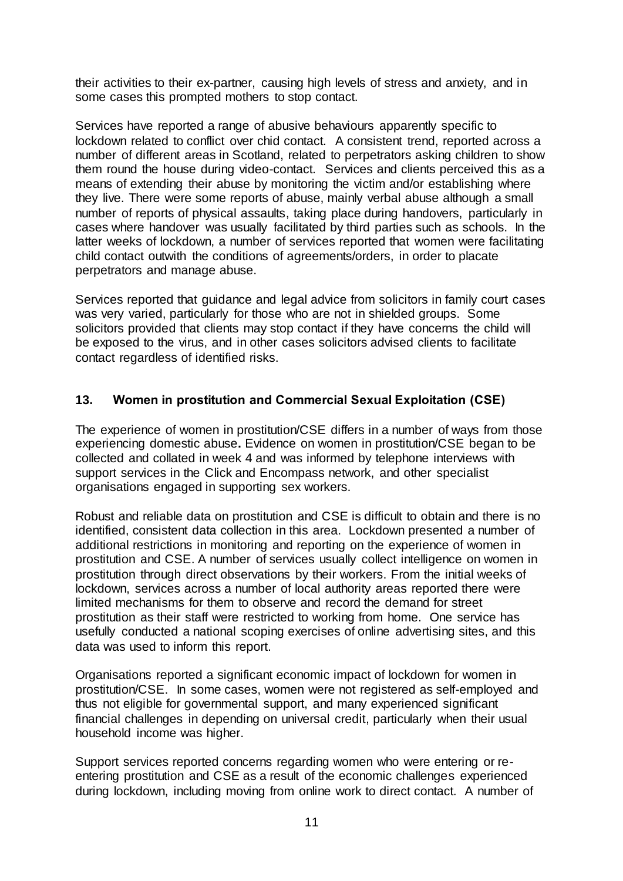their activities to their ex-partner, causing high levels of stress and anxiety, and in some cases this prompted mothers to stop contact.

Services have reported a range of abusive behaviours apparently specific to lockdown related to conflict over chid contact. A consistent trend, reported across a number of different areas in Scotland, related to perpetrators asking children to show them round the house during video-contact. Services and clients perceived this as a means of extending their abuse by monitoring the victim and/or establishing where they live. There were some reports of abuse, mainly verbal abuse although a small number of reports of physical assaults, taking place during handovers, particularly in cases where handover was usually facilitated by third parties such as schools. In the latter weeks of lockdown, a number of services reported that women were facilitating child contact outwith the conditions of agreements/orders, in order to placate perpetrators and manage abuse.

Services reported that guidance and legal advice from solicitors in family court cases was very varied, particularly for those who are not in shielded groups. Some solicitors provided that clients may stop contact if they have concerns the child will be exposed to the virus, and in other cases solicitors advised clients to facilitate contact regardless of identified risks.

## 13. Women in prostitution and Commercial Sexual Exploitation (CSE)

The experience of women in prostitution/CSE differs in a number of ways from those experiencing domestic abuse**.** Evidence on women in prostitution/CSE began to be collected and collated in week 4 and was informed by telephone interviews with support services in the Click and Encompass network, and other specialist organisations engaged in supporting sex workers.

Robust and reliable data on prostitution and CSE is difficult to obtain and there is no identified, consistent data collection in this area. Lockdown presented a number of additional restrictions in monitoring and reporting on the experience of women in prostitution and CSE. A number of services usually collect intelligence on women in prostitution through direct observations by their workers. From the initial weeks of lockdown, services across a number of local authority areas reported there were limited mechanisms for them to observe and record the demand for street prostitution as their staff were restricted to working from home. One service has usefully conducted a national scoping exercises of online advertising sites, and this data was used to inform this report.

Organisations reported a significant economic impact of lockdown for women in prostitution/CSE. In some cases, women were not registered as self-employed and thus not eligible for governmental support, and many experienced significant financial challenges in depending on universal credit, particularly when their usual household income was higher.

Support services reported concerns regarding women who were entering or re-entering prostitution and CSE as a result of the economic challenges experienced during lockdown, including moving from online work to direct contact. A number of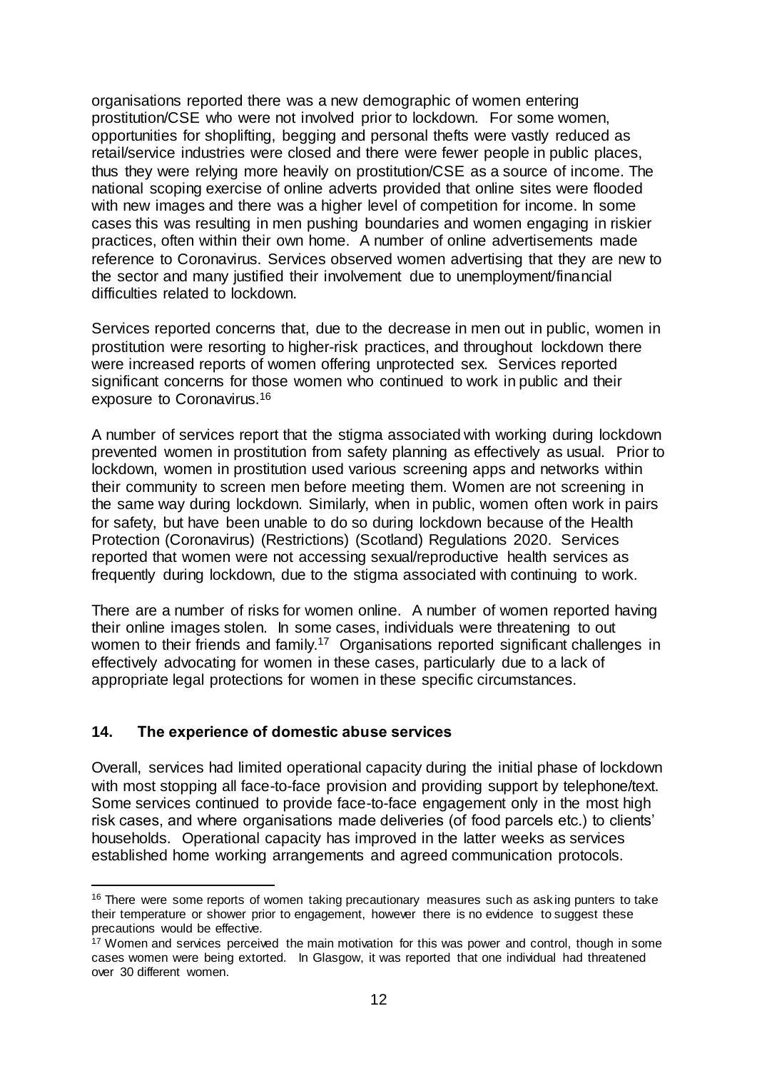organisations reported there was a new demographic of women entering prostitution/CSE who were not involved prior to lockdown. For some women, opportunities for shoplifting, begging and personal thefts were vastly reduced as retail/service industries were closed and there were fewer people in public places, thus they were relying more heavily on prostitution/CSE as a source of income. The national scoping exercise of online adverts provided that online sites were flooded with new images and there was a higher level of competition for income. In some cases this was resulting in men pushing boundaries and women engaging in riskier practices, often within their own home. A number of online advertisements made reference to Coronavirus. Services observed women advertising that they are new to the sector and many justified their involvement due to unemployment/financial difficulties related to lockdown.

Services reported concerns that, due to the decrease in men out in public, women in prostitution were resorting to higher-risk practices, and throughout lockdown there were increased reports of women offering unprotected sex. Services reported significant concerns for those women who continued to work in public and their exposure to Coronavirus.[16]

A number of services report that the stigma associated with working during lockdown prevented women in prostitution from safety planning as effectively as usual. Prior to lockdown, women in prostitution used various screening apps and networks within their community to screen men before meeting them. Women are not screening in the same way during lockdown. Similarly, when in public, women often work in pairs for safety, but have been unable to do so during lockdown because of the Health Protection (Coronavirus) (Restrictions) (Scotland) Regulations 2020. Services reported that women were not accessing sexual/reproductive health services as frequently during lockdown, due to the stigma associated with continuing to work.

There are a number of risks for women online. A number of women reported having their online images stolen. In some cases, individuals were threatening to out women to their friends and family.[17] Organisations reported significant challenges in effectively advocating for women in these cases, particularly due to a lack of appropriate legal protections for women in these specific circumstances.

## 14. The experience of domestic abuse services

Overall, services had limited operational capacity during the initial phase of lockdown with most stopping all face-to-face provision and providing support by telephone/text. Some services continued to provide face-to-face engagement only in the most high risk cases, and where organisations made deliveries (of food parcels etc.) to clients' households. Operational capacity has improved in the latter weeks as services established home working arrangements and agreed communication protocols.

---

[16] There were some reports of women taking precautionary measures such as asking punters to take their temperature or shower prior to engagement, however there is no evidence to suggest these precautions would be effective.

[17] Women and services perceived the main motivation for this was power and control, though in some cases women were being extorted. In Glasgow, it was reported that one individual had threatened over 30 different women.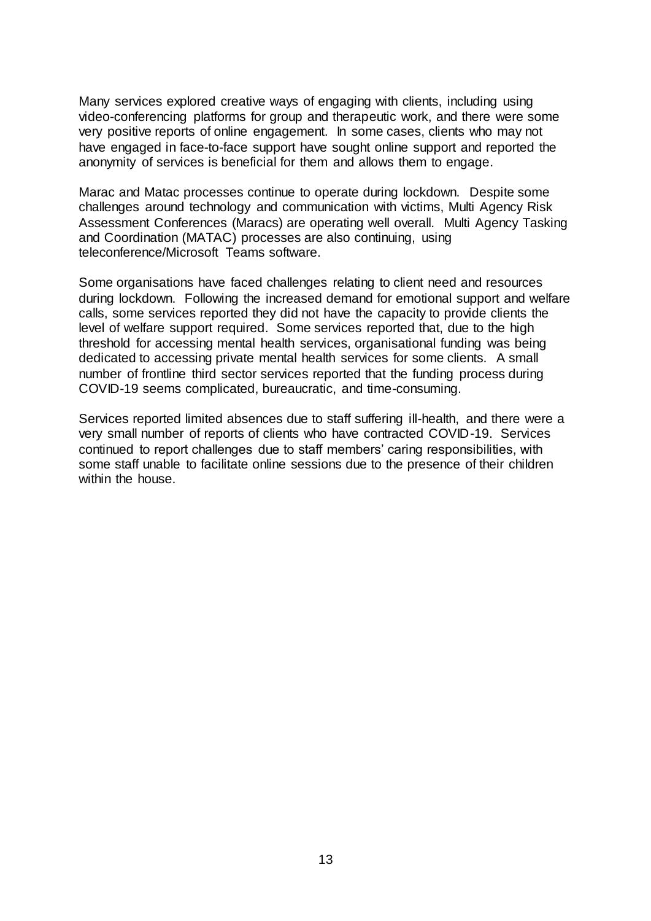Many services explored creative ways of engaging with clients, including using video-conferencing platforms for group and therapeutic work, and there were some very positive reports of online engagement. In some cases, clients who may not have engaged in face-to-face support have sought online support and reported the anonymity of services is beneficial for them and allows them to engage.

Marac and Matac processes continue to operate during lockdown. Despite some challenges around technology and communication with victims, Multi Agency Risk Assessment Conferences (Maracs) are operating well overall. Multi Agency Tasking and Coordination (MATAC) processes are also continuing, using teleconference/Microsoft Teams software.

Some organisations have faced challenges relating to client need and resources during lockdown. Following the increased demand for emotional support and welfare calls, some services reported they did not have the capacity to provide clients the level of welfare support required. Some services reported that, due to the high threshold for accessing mental health services, organisational funding was being dedicated to accessing private mental health services for some clients. A small number of frontline third sector services reported that the funding process during COVID-19 seems complicated, bureaucratic, and time-consuming.

Services reported limited absences due to staff suffering ill-health, and there were a very small number of reports of clients who have contracted COVID-19. Services continued to report challenges due to staff members' caring responsibilities, with some staff unable to facilitate online sessions due to the presence of their children within the house.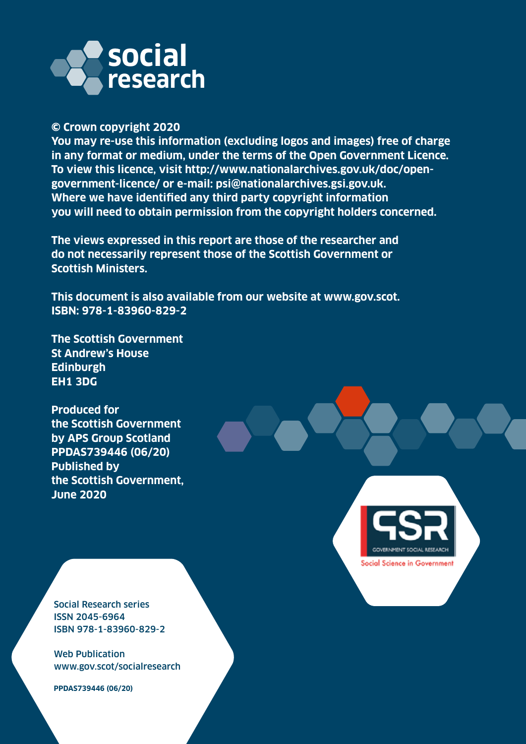social research

© Crown copyright 2020
You may re-use this information (excluding logos and images) free of charge in any format or medium, under the terms of the Open Government Licence. To view this licence, visit http://www.nationalarchives.gov.uk/doc/open-government-licence/ or e-mail: psi@nationalarchives.gsi.gov.uk.
Where we have identified any third party copyright information you will need to obtain permission from the copyright holders concerned.

The views expressed in this report are those of the researcher and do not necessarily represent those of the Scottish Government or Scottish Ministers.

This document is also available from our website at www.gov.scot.
ISBN: 978-1-83960-829-2

The Scottish Government
St Andrew's House
Edinburgh
EH1 3DG

Produced for
the Scottish Government
by APS Group Scotland
PPDAS739446 (06/20)
Published by
the Scottish Government,
June 2020

GSR
GOVERNMENT SOCIAL RESEARCH
Social Science in Government

Social Research series
ISSN 2045-6964
ISBN 978-1-83960-829-2

Web Publication
www.gov.scot/socialresearch

PPDAS739446 (06/20)